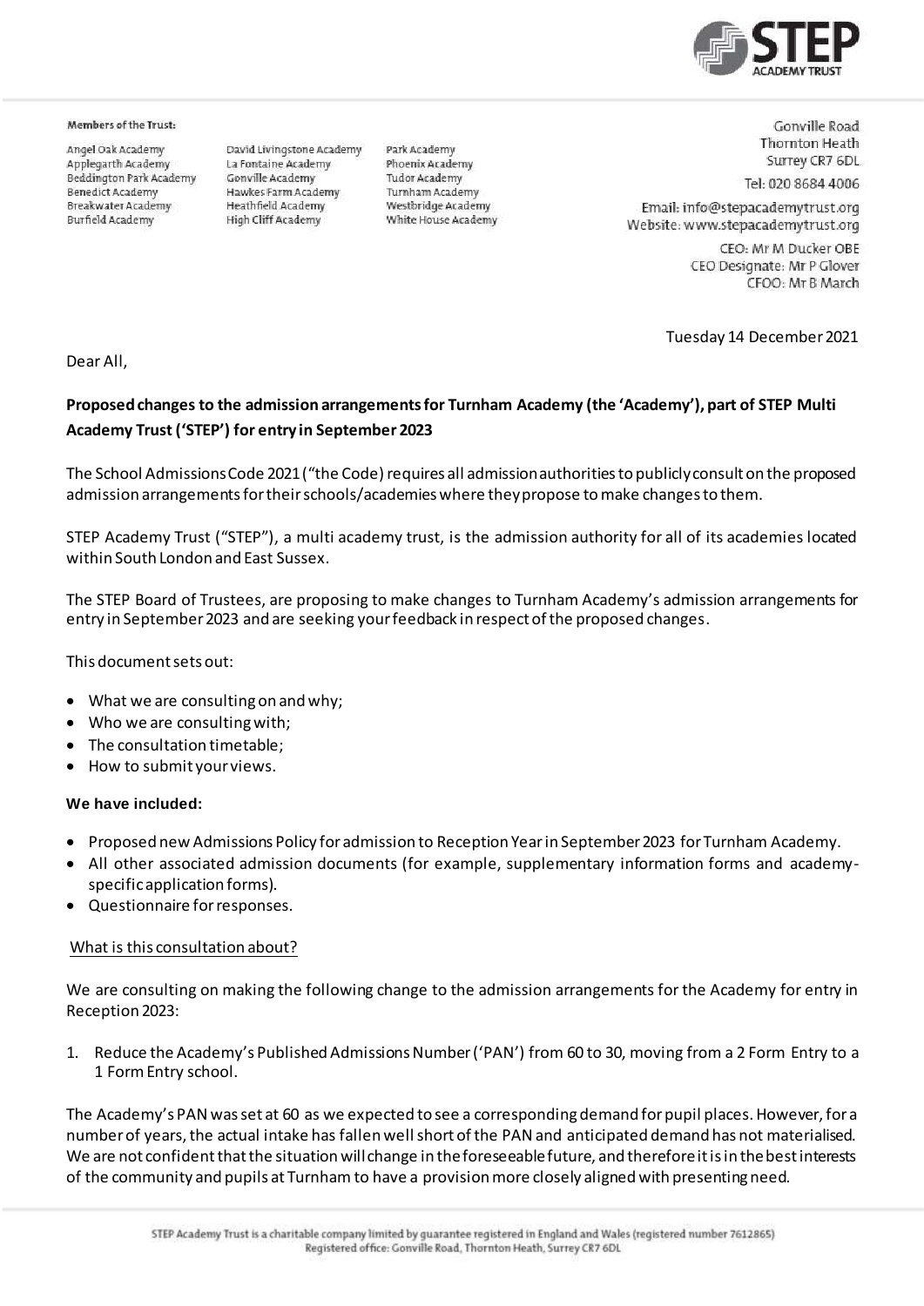**Members of the Trust:**

Angel Oak Academy
Applegarth Academy
Beddington Park Academy
Benedict Academy
Breakwater Academy
Burfield Academy
David Livingstone Academy
La Fontaine Academy
Gonville Academy
Hawkes Farm Academy
Heathfield Academy
High Cliff Academy
Park Academy
Phoenix Academy
Tudor Academy
Turnham Academy
Westbridge Academy
White House Academy

Gonville Road
Thornton Heath
Surrey CR7 6DL
Tel: 020 8684 4006
Email: info@stepacademytrust.org
Website: www.stepacademytrust.org
CEO: Mr M Ducker OBE
CEO Designate: Mr P Glover
CFOO: Mr B March

Tuesday 14 December 2021

Dear All,

**Proposed changes to the admission arrangements for Turnham Academy (the 'Academy'), part of STEP Multi Academy Trust ('STEP') for entry in September 2023**

The School Admissions Code 2021 ("the Code) requires all admission authorities to publicly consult on the proposed admission arrangements for their schools/academies where they propose to make changes to them.

STEP Academy Trust ("STEP"), a multi academy trust, is the admission authority for all of its academies located within South London and East Sussex.

The STEP Board of Trustees, are proposing to make changes to Turnham Academy's admission arrangements for entry in September 2023 and are seeking your feedback in respect of the proposed changes.

This document sets out:

- What we are consulting on and why;
- Who we are consulting with;
- The consultation timetable;
- How to submit your views.

**We have included:**

- Proposed new Admissions Policy for admission to Reception Year in September 2023 for Turnham Academy.
- All other associated admission documents (for example, supplementary information forms and academy-specific application forms).
- Questionnaire for responses.

What is this consultation about?

We are consulting on making the following change to the admission arrangements for the Academy for entry in Reception 2023:

1. Reduce the Academy's Published Admissions Number ('PAN') from 60 to 30, moving from a 2 Form Entry to a 1 Form Entry school.

The Academy's PAN was set at 60 as we expected to see a corresponding demand for pupil places. However, for a number of years, the actual intake has fallen well short of the PAN and anticipated demand has not materialised. We are not confident that the situation will change in the foreseeable future, and therefore it is in the best interests of the community and pupils at Turnham to have a provision more closely aligned with presenting need.

STEP Academy Trust is a charitable company limited by guarantee registered in England and Wales (registered number 7612865)
Registered office: Gonville Road, Thornton Heath, Surrey CR7 6DL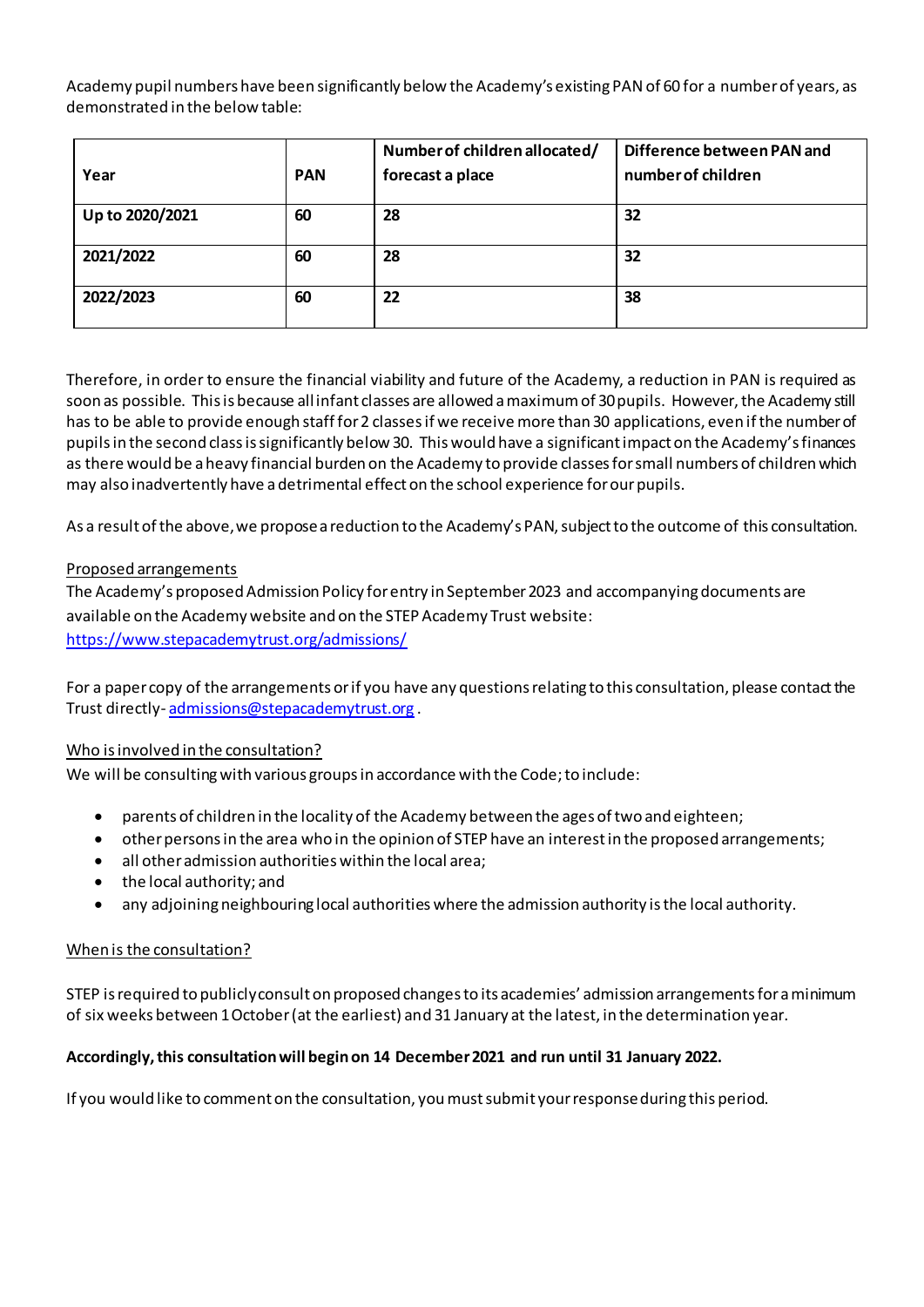Academy pupil numbers have been significantly below the Academy's existing PAN of 60 for a number of years, as demonstrated in the below table:

| Year | PAN | Number of children allocated/ forecast a place | Difference between PAN and number of children |
|---|---|---|---|
| Up to 2020/2021 | 60 | 28 | 32 |
| 2021/2022 | 60 | 28 | 32 |
| 2022/2023 | 60 | 22 | 38 |

Therefore, in order to ensure the financial viability and future of the Academy, a reduction in PAN is required as soon as possible. This is because all infant classes are allowed a maximum of 30 pupils. However, the Academy still has to be able to provide enough staff for 2 classes if we receive more than 30 applications, even if the number of pupils in the second class is significantly below 30. This would have a significant impact on the Academy's finances as there would be a heavy financial burden on the Academy to provide classes for small numbers of children which may also inadvertently have a detrimental effect on the school experience for our pupils.

As a result of the above, we propose a reduction to the Academy's PAN, subject to the outcome of this consultation.

<u>Proposed arrangements</u>

The Academy's proposed Admission Policy for entry in September 2023 and accompanying documents are available on the Academy website and on the STEP Academy Trust website: https://www.stepacademytrust.org/admissions/

For a paper copy of the arrangements or if you have any questions relating to this consultation, please contact the Trust directly - admissions@stepacademytrust.org .

<u>Who is involved in the consultation?</u>

We will be consulting with various groups in accordance with the Code; to include:

- parents of children in the locality of the Academy between the ages of two and eighteen;
- other persons in the area who in the opinion of STEP have an interest in the proposed arrangements;
- all other admission authorities within the local area;
- the local authority; and
- any adjoining neighbouring local authorities where the admission authority is the local authority.

<u>When is the consultation?</u>

STEP is required to publicly consult on proposed changes to its academies' admission arrangements for a minimum of six weeks between 1 October (at the earliest) and 31 January at the latest, in the determination year.

**Accordingly, this consultation will begin on 14 December 2021 and run until 31 January 2022.**

If you would like to comment on the consultation, you must submit your response during this period.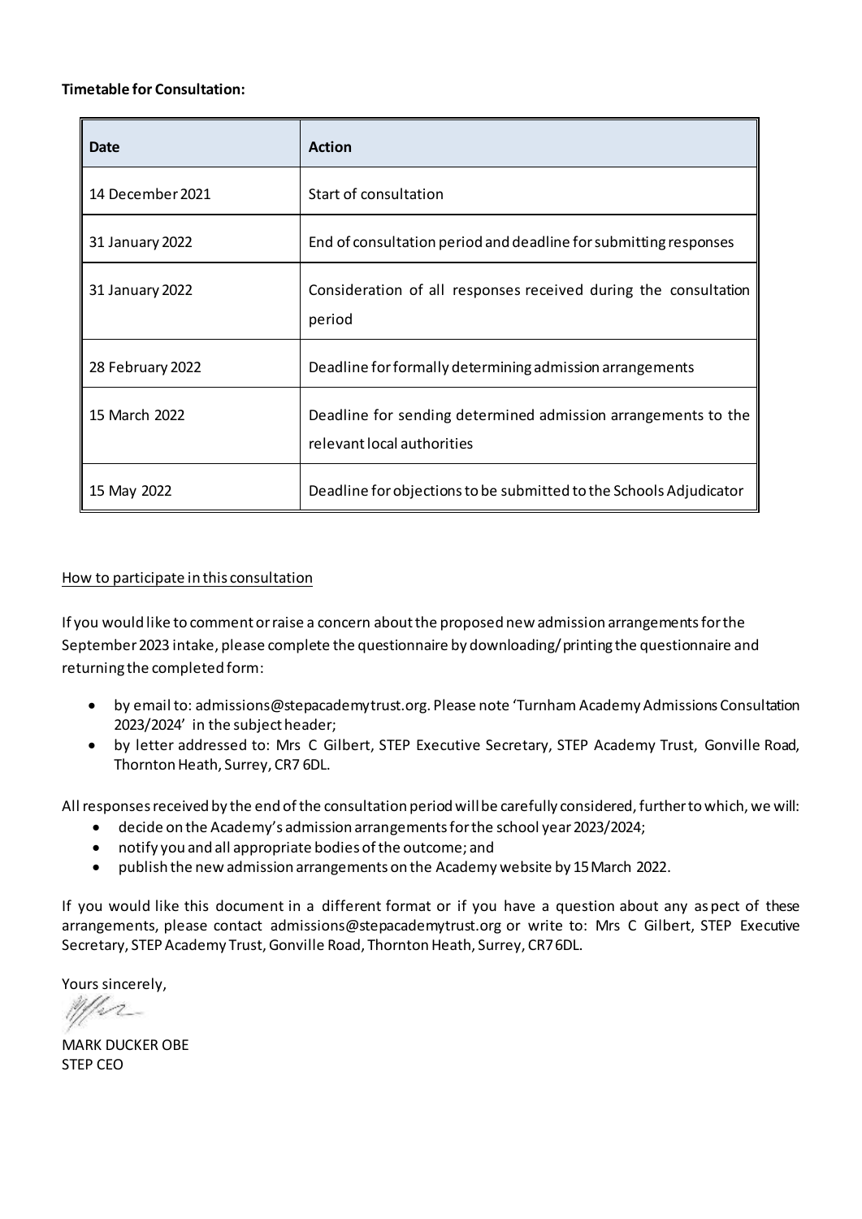**Timetable for Consultation:**

| Date | Action |
|---|---|
| 14 December 2021 | Start of consultation |
| 31 January 2022 | End of consultation period and deadline for submitting responses |
| 31 January 2022 | Consideration of all responses received during the consultation period |
| 28 February 2022 | Deadline for formally determining admission arrangements |
| 15 March 2022 | Deadline for sending determined admission arrangements to the relevant local authorities |
| 15 May 2022 | Deadline for objections to be submitted to the Schools Adjudicator |

How to participate in this consultation

If you would like to comment or raise a concern about the proposed new admission arrangements for the September 2023 intake, please complete the questionnaire by downloading/printing the questionnaire and returning the completed form:

- by email to: admissions@stepacademytrust.org. Please note 'Turnham Academy Admissions Consultation 2023/2024' in the subject header;
- by letter addressed to: Mrs C Gilbert, STEP Executive Secretary, STEP Academy Trust, Gonville Road, Thornton Heath, Surrey, CR7 6DL.

All responses received by the end of the consultation period will be carefully considered, further to which, we will:

- decide on the Academy's admission arrangements for the school year 2023/2024;
- notify you and all appropriate bodies of the outcome; and
- publish the new admission arrangements on the Academy website by 15 March 2022.

If you would like this document in a different format or if you have a question about any aspect of these arrangements, please contact admissions@stepacademytrust.org or write to: Mrs C Gilbert, STEP Executive Secretary, STEP Academy Trust, Gonville Road, Thornton Heath, Surrey, CR7 6DL.

Yours sincerely,

MARK DUCKER OBE
STEP CEO